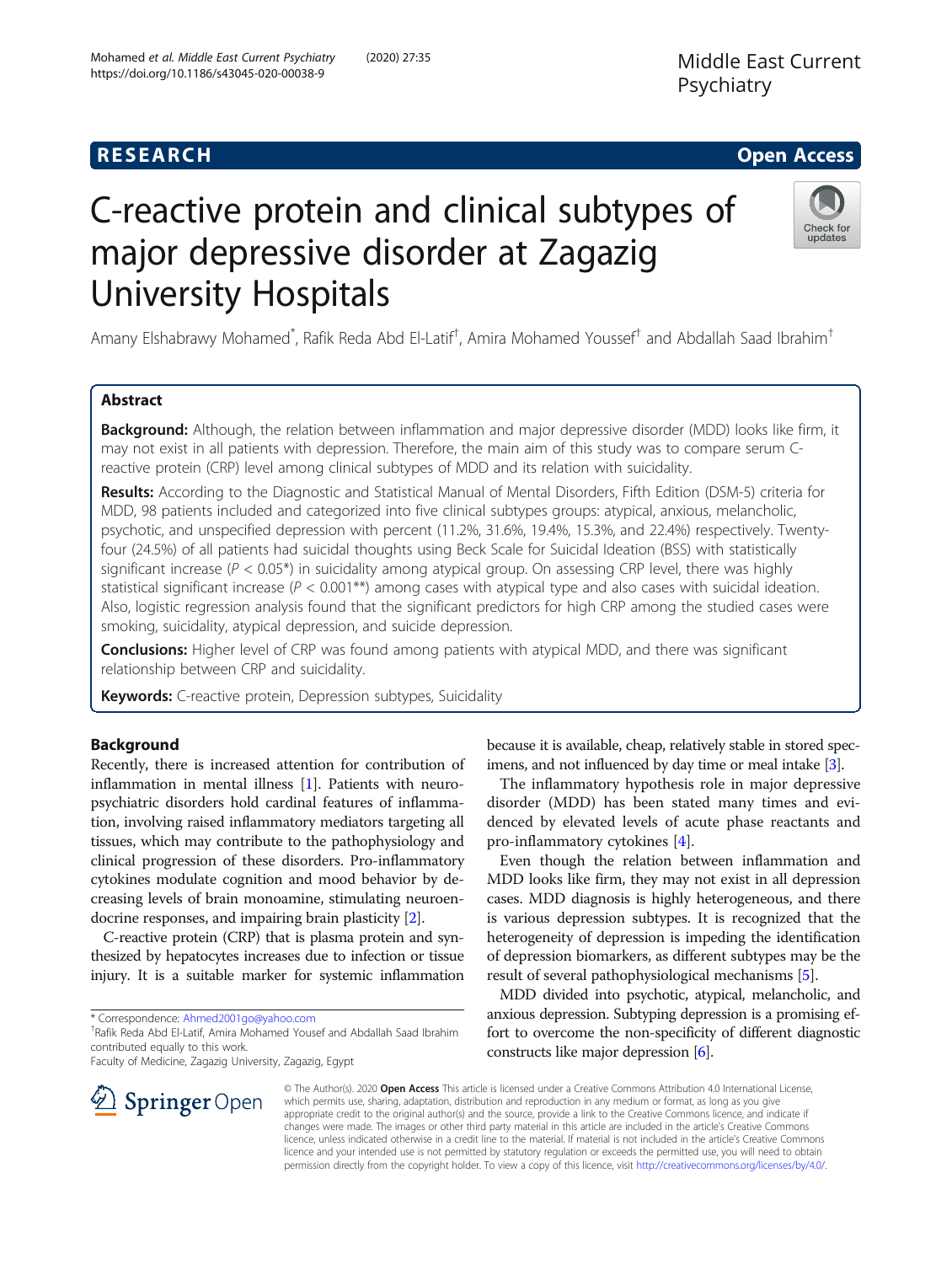RESEARCH

Open Access

# C-reactive protein and clinical subtypes of major depressive disorder at Zagazig University Hospitals

Amany Elshabrawy Mohamed*, Rafik Reda Abd El-Latif†, Amira Mohamed Youssef† and Abdallah Saad Ibrahim†

## Abstract

**Background:** Although, the relation between inflammation and major depressive disorder (MDD) looks like firm, it may not exist in all patients with depression. Therefore, the main aim of this study was to compare serum C-reactive protein (CRP) level among clinical subtypes of MDD and its relation with suicidality.

**Results:** According to the Diagnostic and Statistical Manual of Mental Disorders, Fifth Edition (DSM-5) criteria for MDD, 98 patients included and categorized into five clinical subtypes groups: atypical, anxious, melancholic, psychotic, and unspecified depression with percent (11.2%, 31.6%, 19.4%, 15.3%, and 22.4%) respectively. Twenty-four (24.5%) of all patients had suicidal thoughts using Beck Scale for Suicidal Ideation (BSS) with statistically significant increase ($P < 0.05$*) in suicidality among atypical group. On assessing CRP level, there was highly statistical significant increase ($P < 0.001$**) among cases with atypical type and also cases with suicidal ideation. Also, logistic regression analysis found that the significant predictors for high CRP among the studied cases were smoking, suicidality, atypical depression, and suicide depression.

**Conclusions:** Higher level of CRP was found among patients with atypical MDD, and there was significant relationship between CRP and suicidality.

**Keywords:** C-reactive protein, Depression subtypes, Suicidality

## Background

Recently, there is increased attention for contribution of inflammation in mental illness [1]. Patients with neuropsychiatric disorders hold cardinal features of inflammation, involving raised inflammatory mediators targeting all tissues, which may contribute to the pathophysiology and clinical progression of these disorders. Pro-inflammatory cytokines modulate cognition and mood behavior by decreasing levels of brain monoamine, stimulating neuroendocrine responses, and impairing brain plasticity [2].

C-reactive protein (CRP) that is plasma protein and synthesized by hepatocytes increases due to infection or tissue injury. It is a suitable marker for systemic inflammation because it is available, cheap, relatively stable in stored specimens, and not influenced by day time or meal intake [3].

The inflammatory hypothesis role in major depressive disorder (MDD) has been stated many times and evidenced by elevated levels of acute phase reactants and pro-inflammatory cytokines [4].

Even though the relation between inflammation and MDD looks like firm, they may not exist in all depression cases. MDD diagnosis is highly heterogeneous, and there is various depression subtypes. It is recognized that the heterogeneity of depression is impeding the identification of depression biomarkers, as different subtypes may be the result of several pathophysiological mechanisms [5].

MDD divided into psychotic, atypical, melancholic, and anxious depression. Subtyping depression is a promising effort to overcome the non-specificity of different diagnostic constructs like major depression [6].

* Correspondence: Ahmed2001go@yahoo.com
†Rafik Reda Abd El-Latif, Amira Mohamed Yousef and Abdallah Saad Ibrahim contributed equally to this work.
Faculty of Medicine, Zagazig University, Zagazig, Egypt

© The Author(s). 2020 **Open Access** This article is licensed under a Creative Commons Attribution 4.0 International License, which permits use, sharing, adaptation, distribution and reproduction in any medium or format, as long as you give appropriate credit to the original author(s) and the source, provide a link to the Creative Commons licence, and indicate if changes were made. The images or other third party material in this article are included in the article's Creative Commons licence, unless indicated otherwise in a credit line to the material. If material is not included in the article's Creative Commons licence and your intended use is not permitted by statutory regulation or exceeds the permitted use, you will need to obtain permission directly from the copyright holder. To view a copy of this licence, visit http://creativecommons.org/licenses/by/4.0/.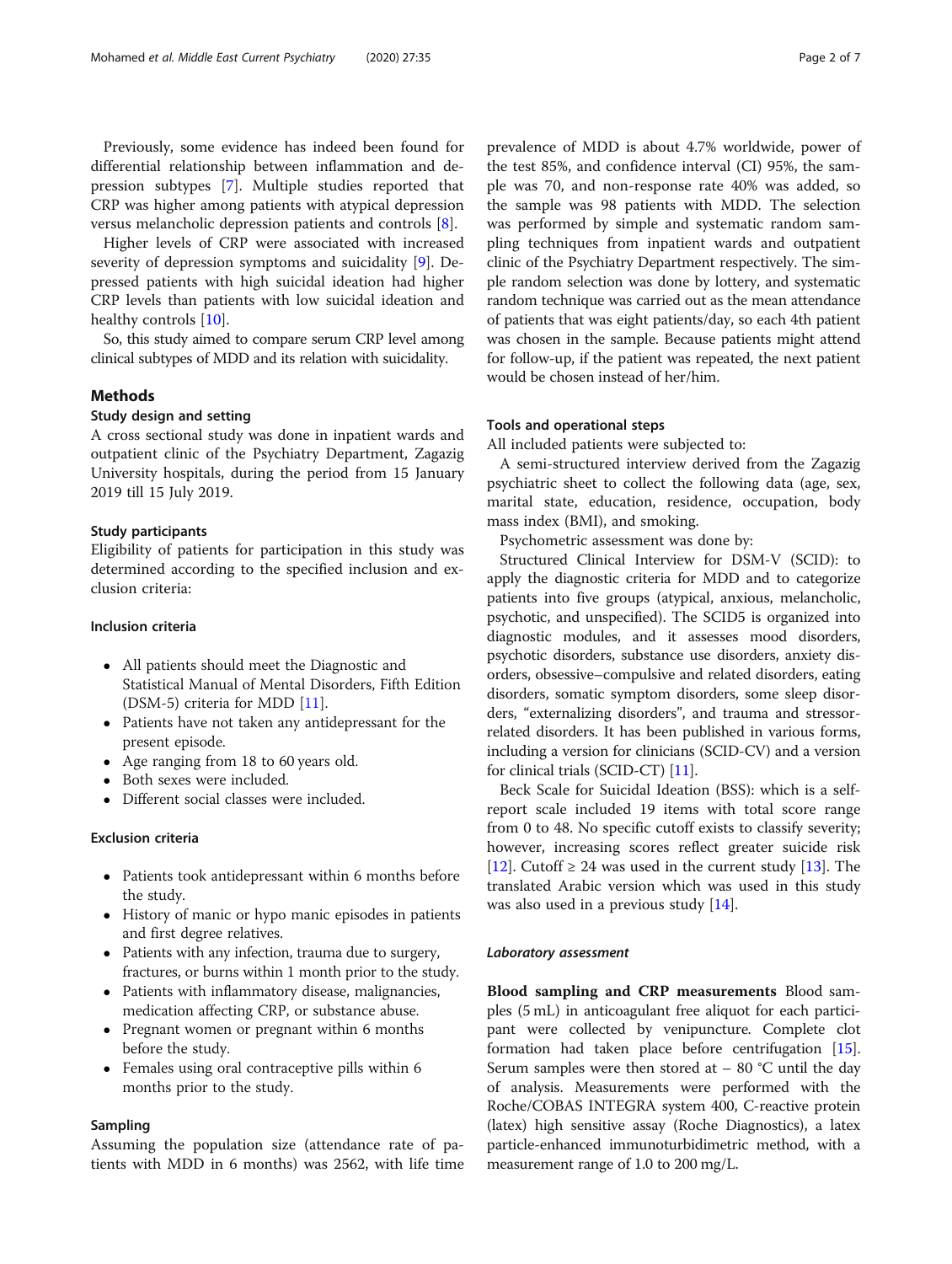Previously, some evidence has indeed been found for differential relationship between inflammation and depression subtypes [7]. Multiple studies reported that CRP was higher among patients with atypical depression versus melancholic depression patients and controls [8].

Higher levels of CRP were associated with increased severity of depression symptoms and suicidality [9]. Depressed patients with high suicidal ideation had higher CRP levels than patients with low suicidal ideation and healthy controls [10].

So, this study aimed to compare serum CRP level among clinical subtypes of MDD and its relation with suicidality.

## Methods

### Study design and setting

A cross sectional study was done in inpatient wards and outpatient clinic of the Psychiatry Department, Zagazig University hospitals, during the period from 15 January 2019 till 15 July 2019.

### Study participants

Eligibility of patients for participation in this study was determined according to the specified inclusion and exclusion criteria:

#### Inclusion criteria

- All patients should meet the Diagnostic and Statistical Manual of Mental Disorders, Fifth Edition (DSM-5) criteria for MDD [11].
- Patients have not taken any antidepressant for the present episode.
- Age ranging from 18 to 60 years old.
- Both sexes were included.
- Different social classes were included.

#### Exclusion criteria

- Patients took antidepressant within 6 months before the study.
- History of manic or hypo manic episodes in patients and first degree relatives.
- Patients with any infection, trauma due to surgery, fractures, or burns within 1 month prior to the study.
- Patients with inflammatory disease, malignancies, medication affecting CRP, or substance abuse.
- Pregnant women or pregnant within 6 months before the study.
- Females using oral contraceptive pills within 6 months prior to the study.

### Sampling

Assuming the population size (attendance rate of patients with MDD in 6 months) was 2562, with life time prevalence of MDD is about 4.7% worldwide, power of the test 85%, and confidence interval (CI) 95%, the sample was 70, and non-response rate 40% was added, so the sample was 98 patients with MDD. The selection was performed by simple and systematic random sampling techniques from inpatient wards and outpatient clinic of the Psychiatry Department respectively. The simple random selection was done by lottery, and systematic random technique was carried out as the mean attendance of patients that was eight patients/day, so each 4th patient was chosen in the sample. Because patients might attend for follow-up, if the patient was repeated, the next patient would be chosen instead of her/him.

### Tools and operational steps

All included patients were subjected to:

A semi-structured interview derived from the Zagazig psychiatric sheet to collect the following data (age, sex, marital state, education, residence, occupation, body mass index (BMI), and smoking.

Psychometric assessment was done by:

Structured Clinical Interview for DSM-V (SCID): to apply the diagnostic criteria for MDD and to categorize patients into five groups (atypical, anxious, melancholic, psychotic, and unspecified). The SCID5 is organized into diagnostic modules, and it assesses mood disorders, psychotic disorders, substance use disorders, anxiety disorders, obsessive–compulsive and related disorders, eating disorders, somatic symptom disorders, some sleep disorders, "externalizing disorders", and trauma and stressor-related disorders. It has been published in various forms, including a version for clinicians (SCID-CV) and a version for clinical trials (SCID-CT) [11].

Beck Scale for Suicidal Ideation (BSS): which is a self-report scale included 19 items with total score range from 0 to 48. No specific cutoff exists to classify severity; however, increasing scores reflect greater suicide risk [12]. Cutoff ≥ 24 was used in the current study [13]. The translated Arabic version which was used in this study was also used in a previous study [14].

#### *Laboratory assessment*

**Blood sampling and CRP measurements** Blood samples (5 mL) in anticoagulant free aliquot for each participant were collected by venipuncture. Complete clot formation had taken place before centrifugation [15]. Serum samples were then stored at − 80 °C until the day of analysis. Measurements were performed with the Roche/COBAS INTEGRA system 400, C-reactive protein (latex) high sensitive assay (Roche Diagnostics), a latex particle-enhanced immunoturbidimetric method, with a measurement range of 1.0 to 200 mg/L.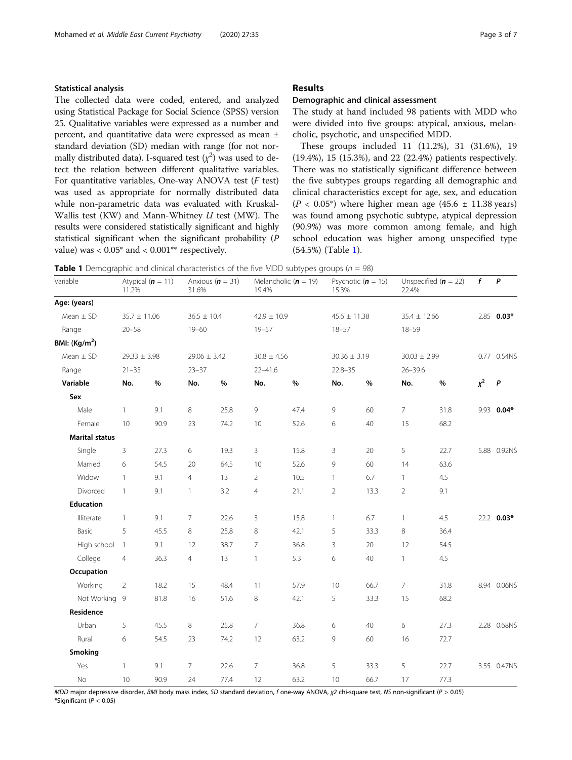## Statistical analysis

The collected data were coded, entered, and analyzed using Statistical Package for Social Science (SPSS) version 25. Qualitative variables were expressed as a number and percent, and quantitative data were expressed as mean ± standard deviation (SD) median with range (for not normally distributed data). I-squared test ($\chi^2$) was used to detect the relation between different qualitative variables. For quantitative variables, One-way ANOVA test (*F* test) was used as appropriate for normally distributed data while non-parametric data was evaluated with Kruskal-Wallis test (KW) and Mann-Whitney *U* test (MW). The results were considered statistically significant and highly statistical significant when the significant probability (*P* value) was < 0.05* and < 0.001** respectively.

## Results

### Demographic and clinical assessment

The study at hand included 98 patients with MDD who were divided into five groups: atypical, anxious, melancholic, psychotic, and unspecified MDD.

These groups included 11 (11.2%), 31 (31.6%), 19 (19.4%), 15 (15.3%), and 22 (22.4%) patients respectively. There was no statistically significant difference between the five subtypes groups regarding all demographic and clinical characteristics except for age, sex, and education ($P < 0.05$*) where higher mean age (45.6 ± 11.38 years) was found among psychotic subtype, atypical depression (90.9%) was more common among female, and high school education was higher among unspecified type (54.5%) (Table 1).

**Table 1** Demographic and clinical characteristics of the five MDD subtypes groups ($n$ = 98)

| Variable | Atypical (*n* = 11) 11.2% | | Anxious (*n* = 31) 31.6% | | Melancholic (*n* = 19) 19.4% | | Psychotic (*n* = 15) 15.3% | | Unspecified (*n* = 22) 22.4% | | *f* | *P* |
|---|---|---|---|---|---|---|---|---|---|---|---|---|
| **Age: (years)** | | | | | | | | | | | | |
| Mean ± SD | 35.7 ± 11.06 | | 36.5 ± 10.4 | | 42.9 ± 10.9 | | 45.6 ± 11.38 | | 35.4 ± 12.66 | | 2.85 | **0.03*** |
| Range | 20–58 | | 19–60 | | 19–57 | | 18–57 | | 18–59 | | | |
| **BMI: (Kg/m$^2$)** | | | | | | | | | | | | |
| Mean ± SD | 29.33 ± 3.98 | | 29.06 ± 3.42 | | 30.8 ± 4.56 | | 30.36 ± 3.19 | | 30.03 ± 2.99 | | 0.77 | 0.54NS |
| Range | 21–35 | | 23–37 | | 22–41.6 | | 22.8–35 | | 26–39.6 | | | |
| **Variable** | **No.** | **%** | **No.** | **%** | **No.** | **%** | **No.** | **%** | **No.** | **%** | $\chi^2$ | ***P*** |
| **Sex** | | | | | | | | | | | | |
| Male | 1 | 9.1 | 8 | 25.8 | 9 | 47.4 | 9 | 60 | 7 | 31.8 | 9.93 | **0.04*** |
| Female | 10 | 90.9 | 23 | 74.2 | 10 | 52.6 | 6 | 40 | 15 | 68.2 | | |
| **Marital status** | | | | | | | | | | | | |
| Single | 3 | 27.3 | 6 | 19.3 | 3 | 15.8 | 3 | 20 | 5 | 22.7 | 5.88 | 0.92NS |
| Married | 6 | 54.5 | 20 | 64.5 | 10 | 52.6 | 9 | 60 | 14 | 63.6 | | |
| Widow | 1 | 9.1 | 4 | 13 | 2 | 10.5 | 1 | 6.7 | 1 | 4.5 | | |
| Divorced | 1 | 9.1 | 1 | 3.2 | 4 | 21.1 | 2 | 13.3 | 2 | 9.1 | | |
| **Education** | | | | | | | | | | | | |
| Illiterate | 1 | 9.1 | 7 | 22.6 | 3 | 15.8 | 1 | 6.7 | 1 | 4.5 | 22.2 | **0.03*** |
| Basic | 5 | 45.5 | 8 | 25.8 | 8 | 42.1 | 5 | 33.3 | 8 | 36.4 | | |
| High school | 1 | 9.1 | 12 | 38.7 | 7 | 36.8 | 3 | 20 | 12 | 54.5 | | |
| College | 4 | 36.3 | 4 | 13 | 1 | 5.3 | 6 | 40 | 1 | 4.5 | | |
| **Occupation** | | | | | | | | | | | | |
| Working | 2 | 18.2 | 15 | 48.4 | 11 | 57.9 | 10 | 66.7 | 7 | 31.8 | 8.94 | 0.06NS |
| Not Working | 9 | 81.8 | 16 | 51.6 | 8 | 42.1 | 5 | 33.3 | 15 | 68.2 | | |
| **Residence** | | | | | | | | | | | | |
| Urban | 5 | 45.5 | 8 | 25.8 | 7 | 36.8 | 6 | 40 | 6 | 27.3 | 2.28 | 0.68NS |
| Rural | 6 | 54.5 | 23 | 74.2 | 12 | 63.2 | 9 | 60 | 16 | 72.7 | | |
| **Smoking** | | | | | | | | | | | | |
| Yes | 1 | 9.1 | 7 | 22.6 | 7 | 36.8 | 5 | 33.3 | 5 | 22.7 | 3.55 | 0.47NS |
| No | 10 | 90.9 | 24 | 77.4 | 12 | 63.2 | 10 | 66.7 | 17 | 77.3 | | |

*MDD* major depressive disorder, *BMI* body mass index, *SD* standard deviation, *f* one-way ANOVA, *χ2* chi-square test, *NS* non-significant ($P > 0.05$)
*Significant ($P < 0.05$)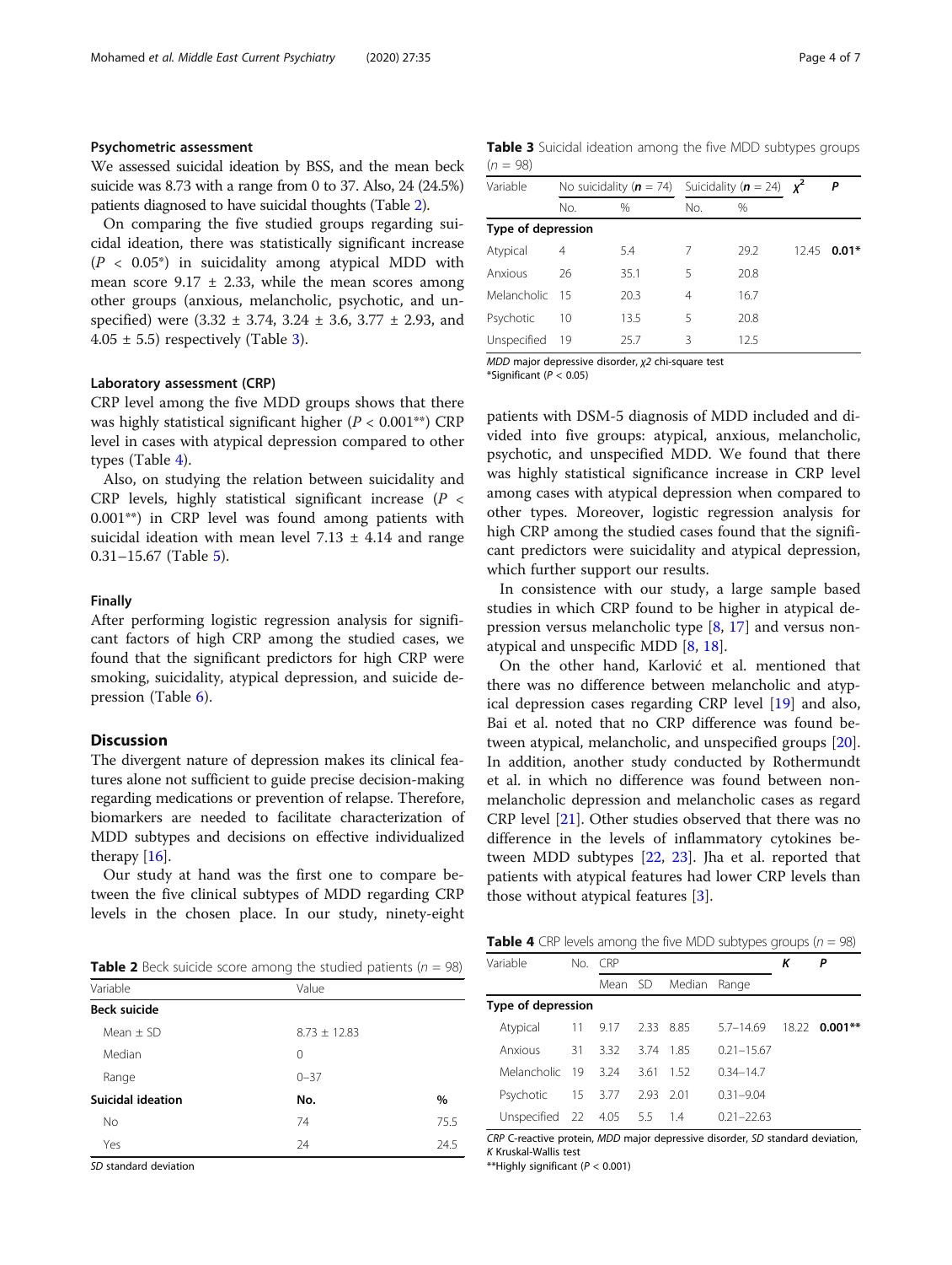### Psychometric assessment

We assessed suicidal ideation by BSS, and the mean beck suicide was 8.73 with a range from 0 to 37. Also, 24 (24.5%) patients diagnosed to have suicidal thoughts (Table 2).

On comparing the five studied groups regarding suicidal ideation, there was statistically significant increase ($P < 0.05$*) in suicidality among atypical MDD with mean score 9.17 ± 2.33, while the mean scores among other groups (anxious, melancholic, psychotic, and unspecified) were (3.32 ± 3.74, 3.24 ± 3.6, 3.77 ± 2.93, and 4.05 ± 5.5) respectively (Table 3).

### Laboratory assessment (CRP)

CRP level among the five MDD groups shows that there was highly statistical significant higher ($P < 0.001$**) CRP level in cases with atypical depression compared to other types (Table 4).

Also, on studying the relation between suicidality and CRP levels, highly statistical significant increase ($P < 0.001$**) in CRP level was found among patients with suicidal ideation with mean level 7.13 ± 4.14 and range 0.31–15.67 (Table 5).

### Finally

After performing logistic regression analysis for significant factors of high CRP among the studied cases, we found that the significant predictors for high CRP were smoking, suicidality, atypical depression, and suicide depression (Table 6).

## Discussion

The divergent nature of depression makes its clinical features alone not sufficient to guide precise decision-making regarding medications or prevention of relapse. Therefore, biomarkers are needed to facilitate characterization of MDD subtypes and decisions on effective individualized therapy [16].

Our study at hand was the first one to compare between the five clinical subtypes of MDD regarding CRP levels in the chosen place. In our study, ninety-eight patients with DSM-5 diagnosis of MDD included and divided into five groups: atypical, anxious, melancholic, psychotic, and unspecified MDD. We found that there was highly statistical significance increase in CRP level among cases with atypical depression when compared to other types. Moreover, logistic regression analysis for high CRP among the studied cases found that the significant predictors were suicidality and atypical depression, which further support our results.

In consistence with our study, a large sample based studies in which CRP found to be higher in atypical depression versus melancholic type [8, 17] and versus non-atypical and unspecific MDD [8, 18].

On the other hand, Karlović et al. mentioned that there was no difference between melancholic and atypical depression cases regarding CRP level [19] and also, Bai et al. noted that no CRP difference was found between atypical, melancholic, and unspecified groups [20]. In addition, another study conducted by Rothermundt et al. in which no difference was found between non-melancholic depression and melancholic cases as regard CRP level [21]. Other studies observed that there was no difference in the levels of inflammatory cytokines between MDD subtypes [22, 23]. Jha et al. reported that patients with atypical features had lower CRP levels than those without atypical features [3].

**Table 2** Beck suicide score among the studied patients ($n$ = 98)

| Variable | Value | |
|---|---|---|
| **Beck suicide** | | |
| Mean ± SD | 8.73 ± 12.83 | |
| Median | 0 | |
| Range | 0–37 | |
| **Suicidal ideation** | **No.** | **%** |
| No | 74 | 75.5 |
| Yes | 24 | 24.5 |

*SD* standard deviation

**Table 3** Suicidal ideation among the five MDD subtypes groups ($n$ = 98)

| Variable | No suicidality ($n$ = 74) | | Suicidality ($n$ = 24) | | $\chi^2$ | *P* |
|---|---|---|---|---|---|---|
| | No. | % | No. | % | | |
| **Type of depression** | | | | | | |
| Atypical | 4 | 5.4 | 7 | 29.2 | 12.45 | **0.01*** |
| Anxious | 26 | 35.1 | 5 | 20.8 | | |
| Melancholic | 15 | 20.3 | 4 | 16.7 | | |
| Psychotic | 10 | 13.5 | 5 | 20.8 | | |
| Unspecified | 19 | 25.7 | 3 | 12.5 | | |

*MDD* major depressive disorder, *χ2* chi-square test
*Significant ($P < 0.05$)

**Table 4** CRP levels among the five MDD subtypes groups ($n$ = 98)

| Variable | No. | CRP | | | | *K* | *P* |
|---|---|---|---|---|---|---|---|
| | | Mean | SD | Median | Range | | |
| **Type of depression** | | | | | | | |
| Atypical | 11 | 9.17 | 2.33 | 8.85 | 5.7–14.69 | 18.22 | **0.001**** |
| Anxious | 31 | 3.32 | 3.74 | 1.85 | 0.21–15.67 | | |
| Melancholic | 19 | 3.24 | 3.61 | 1.52 | 0.34–14.7 | | |
| Psychotic | 15 | 3.77 | 2.93 | 2.01 | 0.31–9.04 | | |
| Unspecified | 22 | 4.05 | 5.5 | 1.4 | 0.21–22.63 | | |

*CRP* C-reactive protein, *MDD* major depressive disorder, *SD* standard deviation, *K* Kruskal-Wallis test
**Highly significant ($P < 0.001$)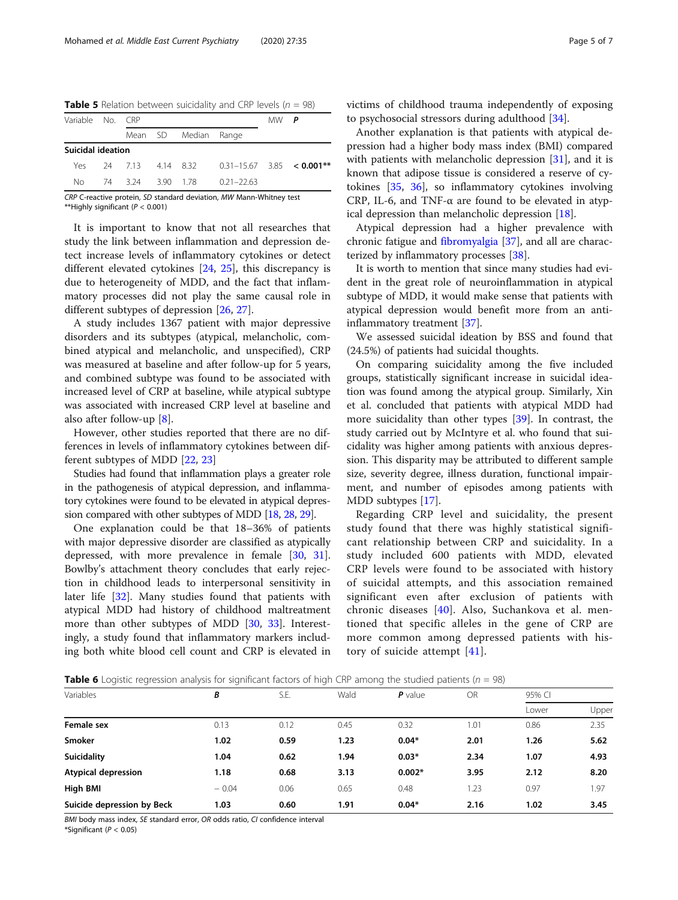**Table 5** Relation between suicidality and CRP levels (n = 98)

| Variable | No. | CRP | | | | MW | P |
|---|---|---|---|---|---|---|---|
| | | Mean | SD | Median | Range | | |
| **Suicidal ideation** | | | | | | | |
| Yes | 24 | 7.13 | 4.14 | 8.32 | 0.31–15.67 | 3.85 | **< 0.001**** |
| No | 74 | 3.24 | 3.90 | 1.78 | 0.21–22.63 | | |

*CRP* C-reactive protein, *SD* standard deviation, *MW* Mann-Whitney test
**Highly significant ($P < 0.001$)

It is important to know that not all researches that study the link between inflammation and depression detect increase levels of inflammatory cytokines or detect different elevated cytokines [24, 25], this discrepancy is due to heterogeneity of MDD, and the fact that inflammatory processes did not play the same causal role in different subtypes of depression [26, 27].

A study includes 1367 patient with major depressive disorders and its subtypes (atypical, melancholic, combined atypical and melancholic, and unspecified), CRP was measured at baseline and after follow-up for 5 years, and combined subtype was found to be associated with increased level of CRP at baseline, while atypical subtype was associated with increased CRP level at baseline and also after follow-up [8].

However, other studies reported that there are no differences in levels of inflammatory cytokines between different subtypes of MDD [22, 23]

Studies had found that inflammation plays a greater role in the pathogenesis of atypical depression, and inflammatory cytokines were found to be elevated in atypical depression compared with other subtypes of MDD [18, 28, 29].

One explanation could be that 18–36% of patients with major depressive disorder are classified as atypically depressed, with more prevalence in female [30, 31]. Bowlby's attachment theory concludes that early rejection in childhood leads to interpersonal sensitivity in later life [32]. Many studies found that patients with atypical MDD had history of childhood maltreatment more than other subtypes of MDD [30, 33]. Interestingly, a study found that inflammatory markers including both white blood cell count and CRP is elevated in victims of childhood trauma independently of exposing to psychosocial stressors during adulthood [34].

Another explanation is that patients with atypical depression had a higher body mass index (BMI) compared with patients with melancholic depression [31], and it is known that adipose tissue is considered a reserve of cytokines [35, 36], so inflammatory cytokines involving CRP, IL-6, and TNF-α are found to be elevated in atypical depression than melancholic depression [18].

Atypical depression had a higher prevalence with chronic fatigue and fibromyalgia [37], and all are characterized by inflammatory processes [38].

It is worth to mention that since many studies had evident in the great role of neuroinflammation in atypical subtype of MDD, it would make sense that patients with atypical depression would benefit more from an anti-inflammatory treatment [37].

We assessed suicidal ideation by BSS and found that (24.5%) of patients had suicidal thoughts.

On comparing suicidality among the five included groups, statistically significant increase in suicidal ideation was found among the atypical group. Similarly, Xin et al. concluded that patients with atypical MDD had more suicidality than other types [39]. In contrast, the study carried out by McIntyre et al. who found that suicidality was higher among patients with anxious depression. This disparity may be attributed to different sample size, severity degree, illness duration, functional impairment, and number of episodes among patients with MDD subtypes [17].

Regarding CRP level and suicidality, the present study found that there was highly statistical significant relationship between CRP and suicidality. In a study included 600 patients with MDD, elevated CRP levels were found to be associated with history of suicidal attempts, and this association remained significant even after exclusion of patients with chronic diseases [40]. Also, Suchankova et al. mentioned that specific alleles in the gene of CRP are more common among depressed patients with history of suicide attempt [41].

**Table 6** Logistic regression analysis for significant factors of high CRP among the studied patients (n = 98)

| Variables | B | S.E. | Wald | P value | OR | 95% CI | |
|---|---|---|---|---|---|---|---|
| | | | | | | Lower | Upper |
| **Female sex** | 0.13 | 0.12 | 0.45 | 0.32 | 1.01 | 0.86 | 2.35 |
| **Smoker** | **1.02** | **0.59** | **1.23** | **0.04*** | **2.01** | **1.26** | **5.62** |
| **Suicidality** | **1.04** | **0.62** | **1.94** | **0.03*** | **2.34** | **1.07** | **4.93** |
| **Atypical depression** | **1.18** | **0.68** | **3.13** | **0.002*** | **3.95** | **2.12** | **8.20** |
| **High BMI** | − 0.04 | 0.06 | 0.65 | 0.48 | 1.23 | 0.97 | 1.97 |
| **Suicide depression by Beck** | **1.03** | **0.60** | **1.91** | **0.04*** | **2.16** | **1.02** | **3.45** |

*BMI* body mass index, *SE* standard error, *OR* odds ratio, *CI* confidence interval
*Significant ($P < 0.05$)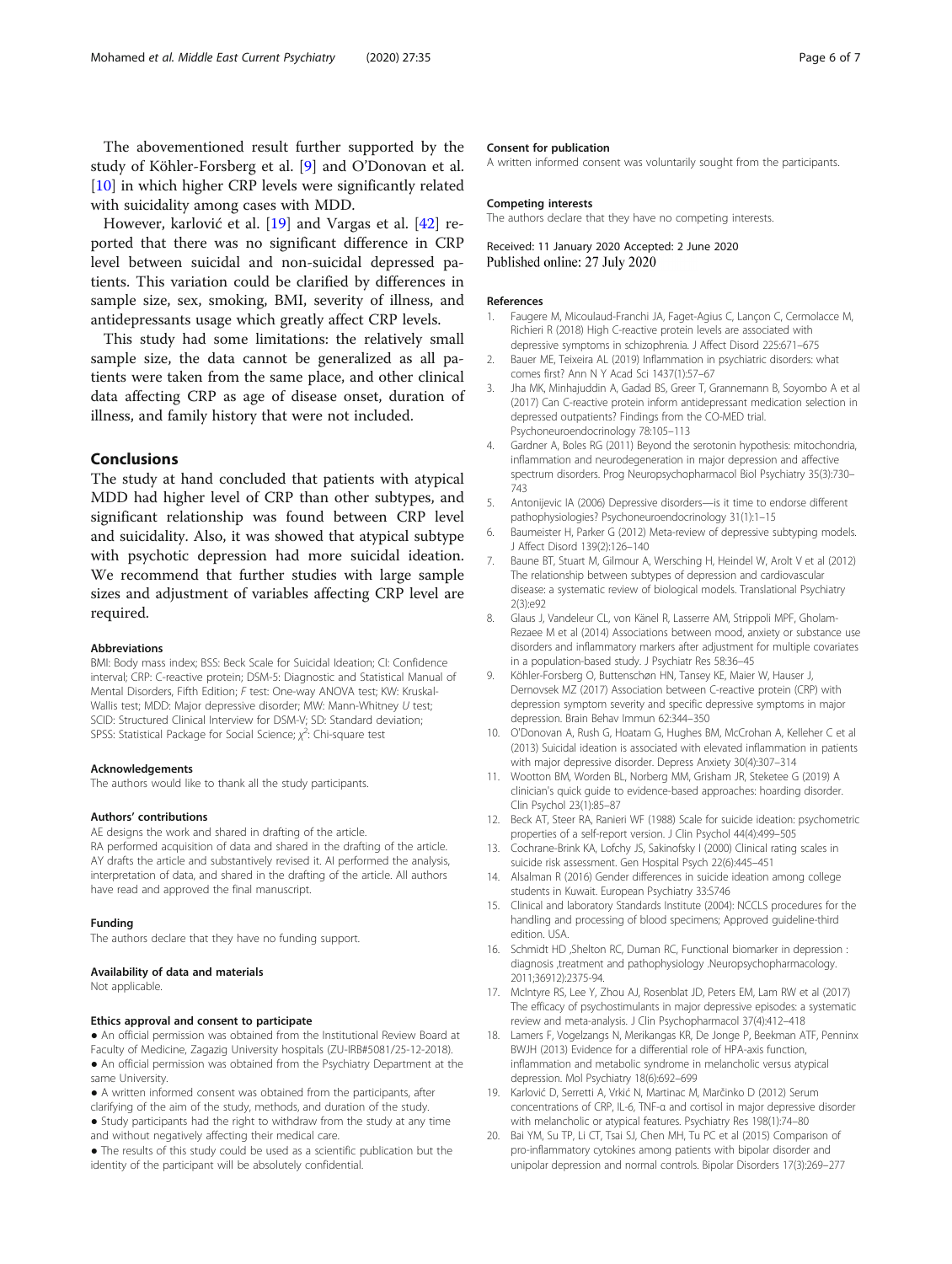The abovementioned result further supported by the study of Köhler-Forsberg et al. [9] and O'Donovan et al. [10] in which higher CRP levels were significantly related with suicidality among cases with MDD.

However, karlović et al. [19] and Vargas et al. [42] reported that there was no significant difference in CRP level between suicidal and non-suicidal depressed patients. This variation could be clarified by differences in sample size, sex, smoking, BMI, severity of illness, and antidepressants usage which greatly affect CRP levels.

This study had some limitations: the relatively small sample size, the data cannot be generalized as all patients were taken from the same place, and other clinical data affecting CRP as age of disease onset, duration of illness, and family history that were not included.

## Conclusions

The study at hand concluded that patients with atypical MDD had higher level of CRP than other subtypes, and significant relationship was found between CRP level and suicidality. Also, it was showed that atypical subtype with psychotic depression had more suicidal ideation. We recommend that further studies with large sample sizes and adjustment of variables affecting CRP level are required.

#### Abbreviations

BMI: Body mass index; BSS: Beck Scale for Suicidal Ideation; CI: Confidence interval; CRP: C-reactive protein; DSM-5: Diagnostic and Statistical Manual of Mental Disorders, Fifth Edition; *F* test: One-way ANOVA test; KW: Kruskal-Wallis test; MDD: Major depressive disorder; MW: Mann-Whitney *U* test; SCID: Structured Clinical Interview for DSM-V; SD: Standard deviation; SPSS: Statistical Package for Social Science; $\chi^2$: Chi-square test

#### Acknowledgements

The authors would like to thank all the study participants.

#### Authors' contributions

AE designs the work and shared in drafting of the article.
RA performed acquisition of data and shared in the drafting of the article. AY drafts the article and substantively revised it. AI performed the analysis, interpretation of data, and shared in the drafting of the article. All authors have read and approved the final manuscript.

#### Funding

The authors declare that they have no funding support.

#### Availability of data and materials

Not applicable.

#### Ethics approval and consent to participate

- An official permission was obtained from the Institutional Review Board at Faculty of Medicine, Zagazig University hospitals (ZU-IRB#5081/25-12-2018).
- An official permission was obtained from the Psychiatry Department at the same University.
- A written informed consent was obtained from the participants, after clarifying of the aim of the study, methods, and duration of the study.
- Study participants had the right to withdraw from the study at any time and without negatively affecting their medical care.
- The results of this study could be used as a scientific publication but the identity of the participant will be absolutely confidential.

#### Consent for publication

A written informed consent was voluntarily sought from the participants.

#### Competing interests

The authors declare that they have no competing interests.

Received: 11 January 2020 Accepted: 2 June 2020
Published online: 27 July 2020

#### References

1. Faugere M, Micoulaud-Franchi JA, Faget-Agius C, Lançon C, Cermolacce M, Richieri R (2018) High C-reactive protein levels are associated with depressive symptoms in schizophrenia. J Affect Disord 225:671–675
2. Bauer ME, Teixeira AL (2019) Inflammation in psychiatric disorders: what comes first? Ann N Y Acad Sci 1437(1):57–67
3. Jha MK, Minhajuddin A, Gadad BS, Greer T, Grannemann B, Soyombo A et al (2017) Can C-reactive protein inform antidepressant medication selection in depressed outpatients? Findings from the CO-MED trial. Psychoneuroendocrinology 78:105–113
4. Gardner A, Boles RG (2011) Beyond the serotonin hypothesis: mitochondria, inflammation and neurodegeneration in major depression and affective spectrum disorders. Prog Neuropsychopharmacol Biol Psychiatry 35(3):730–743
5. Antonijevic IA (2006) Depressive disorders—is it time to endorse different pathophysiologies? Psychoneuroendocrinology 31(1):1–15
6. Baumeister H, Parker G (2012) Meta-review of depressive subtyping models. J Affect Disord 139(2):126–140
7. Baune BT, Stuart M, Gilmour A, Wersching H, Heindel W, Arolt V et al (2012) The relationship between subtypes of depression and cardiovascular disease: a systematic review of biological models. Translational Psychiatry 2(3):e92
8. Glaus J, Vandeleur CL, von Känel R, Lasserre AM, Strippoli MPF, Gholam-Rezaee M et al (2014) Associations between mood, anxiety or substance use disorders and inflammatory markers after adjustment for multiple covariates in a population-based study. J Psychiatr Res 58:36–45
9. Köhler-Forsberg O, Buttenschøn HN, Tansey KE, Maier W, Hauser J, Dernovsek MZ (2017) Association between C-reactive protein (CRP) with depression symptom severity and specific depressive symptoms in major depression. Brain Behav Immun 62:344–350
10. O'Donovan A, Rush G, Hoatam G, Hughes BM, McCrohan A, Kelleher C et al (2013) Suicidal ideation is associated with elevated inflammation in patients with major depressive disorder. Depress Anxiety 30(4):307–314
11. Wootton BM, Worden BL, Norberg MM, Grisham JR, Steketee G (2019) A clinician's quick guide to evidence-based approaches: hoarding disorder. Clin Psychol 23(1):85–87
12. Beck AT, Steer RA, Ranieri WF (1988) Scale for suicide ideation: psychometric properties of a self-report version. J Clin Psychol 44(4):499–505
13. Cochrane-Brink KA, Lofchy JS, Sakinofsky I (2000) Clinical rating scales in suicide risk assessment. Gen Hospital Psych 22(6):445–451
14. Alsalman R (2016) Gender differences in suicide ideation among college students in Kuwait. European Psychiatry 33:S746
15. Clinical and laboratory Standards Institute (2004): NCCLS procedures for the handling and processing of blood specimens; Approved guideline-third edition. USA.
16. Schmidt HD ,Shelton RC, Duman RC, Functional biomarker in depression : diagnosis ,treatment and pathophysiology .Neuropsychopharmacology. 2011;36912):2375-94.
17. McIntyre RS, Lee Y, Zhou AJ, Rosenblat JD, Peters EM, Lam RW et al (2017) The efficacy of psychostimulants in major depressive episodes: a systematic review and meta-analysis. J Clin Psychopharmacol 37(4):412–418
18. Lamers F, Vogelzangs N, Merikangas KR, De Jonge P, Beekman ATF, Penninx BWJH (2013) Evidence for a differential role of HPA-axis function, inflammation and metabolic syndrome in melancholic versus atypical depression. Mol Psychiatry 18(6):692–699
19. Karlović D, Serretti A, Vrkić N, Martinac M, Marčinko D (2012) Serum concentrations of CRP, IL-6, TNF-α and cortisol in major depressive disorder with melancholic or atypical features. Psychiatry Res 198(1):74–80
20. Bai YM, Su TP, Li CT, Tsai SJ, Chen MH, Tu PC et al (2015) Comparison of pro-inflammatory cytokines among patients with bipolar disorder and unipolar depression and normal controls. Bipolar Disorders 17(3):269–277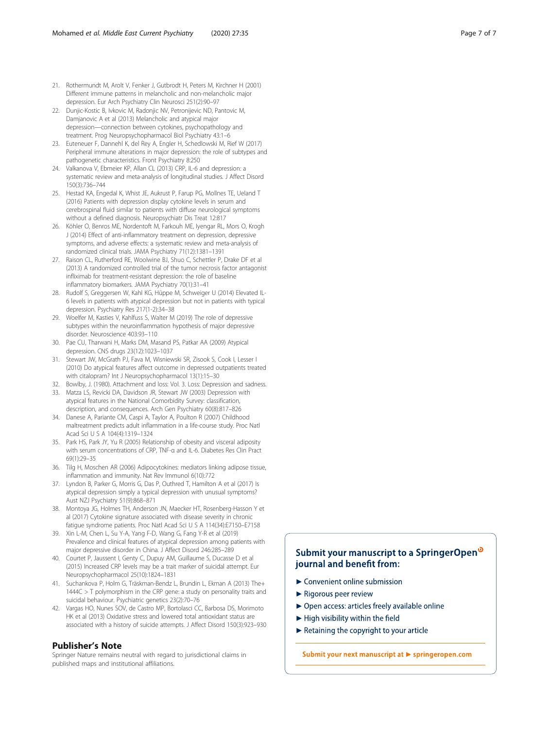21. Rothermundt M, Arolt V, Fenker J, Gutbrodt H, Peters M, Kirchner H (2001) Different immune patterns in melancholic and non-melancholic major depression. Eur Arch Psychiatry Clin Neurosci 251(2):90–97
22. Dunjic-Kostic B, Ivkovic M, Radonjic NV, Petronijevic ND, Pantovic M, Damjanovic A et al (2013) Melancholic and atypical major depression—connection between cytokines, psychopathology and treatment. Prog Neuropsychopharmacol Biol Psychiatry 43:1–6
23. Euteneuer F, Dannehl K, del Rey A, Engler H, Schedlowski M, Rief W (2017) Peripheral immune alterations in major depression: the role of subtypes and pathogenetic characteristics. Front Psychiatry 8:250
24. Valkanova V, Ebmeier KP, Allan CL (2013) CRP, IL-6 and depression: a systematic review and meta-analysis of longitudinal studies. J Affect Disord 150(3):736–744
25. Hestad KA, Engedal K, Whist JE, Aukrust P, Farup PG, Mollnes TE, Ueland T (2016) Patients with depression display cytokine levels in serum and cerebrospinal fluid similar to patients with diffuse neurological symptoms without a defined diagnosis. Neuropsychiatr Dis Treat 12:817
26. Köhler O, Benros ME, Nordentoft M, Farkouh ME, Iyengar RL, Mors O, Krogh J (2014) Effect of anti-inflammatory treatment on depression, depressive symptoms, and adverse effects: a systematic review and meta-analysis of randomized clinical trials. JAMA Psychiatry 71(12):1381–1391
27. Raison CL, Rutherford RE, Woolwine BJ, Shuo C, Schettler P, Drake DF et al (2013) A randomized controlled trial of the tumor necrosis factor antagonist infliximab for treatment-resistant depression: the role of baseline inflammatory biomarkers. JAMA Psychiatry 70(1):31–41
28. Rudolf S, Greggersen W, Kahl KG, Hüppe M, Schweiger U (2014) Elevated IL-6 levels in patients with atypical depression but not in patients with typical depression. Psychiatry Res 217(1-2):34–38
29. Woelfer M, Kasties V, Kahlfuss S, Walter M (2019) The role of depressive subtypes within the neuroinflammation hypothesis of major depressive disorder. Neuroscience 403:93–110
30. Pae CU, Tharwani H, Marks DM, Masand PS, Patkar AA (2009) Atypical depression. CNS drugs 23(12):1023–1037
31. Stewart JW, McGrath PJ, Fava M, Wisniewski SR, Zisook S, Cook I, Lesser I (2010) Do atypical features affect outcome in depressed outpatients treated with citalopram? Int J Neuropsychopharmacol 13(1):15–30
32. Bowlby, J. (1980). Attachment and loss: Vol. 3. Loss: Depression and sadness.
33. Matza LS, Revicki DA, Davidson JR, Stewart JW (2003) Depression with atypical features in the National Comorbidity Survey: classification, description, and consequences. Arch Gen Psychiatry 60(8):817–826
34. Danese A, Pariante CM, Caspi A, Taylor A, Poulton R (2007) Childhood maltreatment predicts adult inflammation in a life-course study. Proc Natl Acad Sci U S A 104(4):1319–1324
35. Park HS, Park JY, Yu R (2005) Relationship of obesity and visceral adiposity with serum concentrations of CRP, TNF-α and IL-6. Diabetes Res Clin Pract 69(1):29–35
36. Tilg H, Moschen AR (2006) Adipocytokines: mediators linking adipose tissue, inflammation and immunity. Nat Rev Immunol 6(10):772
37. Lyndon B, Parker G, Morris G, Das P, Outhred T, Hamilton A et al (2017) Is atypical depression simply a typical depression with unusual symptoms? Aust NZJ Psychiatry 51(9):868–871
38. Montoya JG, Holmes TH, Anderson JN, Maecker HT, Rosenberg-Hasson Y et al (2017) Cytokine signature associated with disease severity in chronic fatigue syndrome patients. Proc Natl Acad Sci U S A 114(34):E7150–E7158
39. Xin L-M, Chen L, Su Y-A, Yang F-D, Wang G, Fang Y-R et al (2019) Prevalence and clinical features of atypical depression among patients with major depressive disorder in China. J Affect Disord 246:285–289
40. Courtet P, Jaussent I, Genty C, Dupuy AM, Guillaume S, Ducasse D et al (2015) Increased CRP levels may be a trait marker of suicidal attempt. Eur Neuropsychopharmacol 25(10):1824–1831
41. Suchankova P, Holm G, Träskman-Bendz L, Brundin L, Ekman A (2013) The+1444C > T polymorphism in the CRP gene: a study on personality traits and suicidal behaviour. Psychiatric genetics 23(2):70–76
42. Vargas HO, Nunes SOV, de Castro MP, Bortolasci CC, Barbosa DS, Morimoto HK et al (2013) Oxidative stress and lowered total antioxidant status are associated with a history of suicide attempts. J Affect Disord 150(3):923–930

## Publisher's Note

Springer Nature remains neutral with regard to jurisdictional claims in published maps and institutional affiliations.

**Submit your manuscript to a SpringerOpen journal and benefit from:**

- Convenient online submission
- Rigorous peer review
- Open access: articles freely available online
- High visibility within the field
- Retaining the copyright to your article

**Submit your next manuscript at ► springeropen.com**